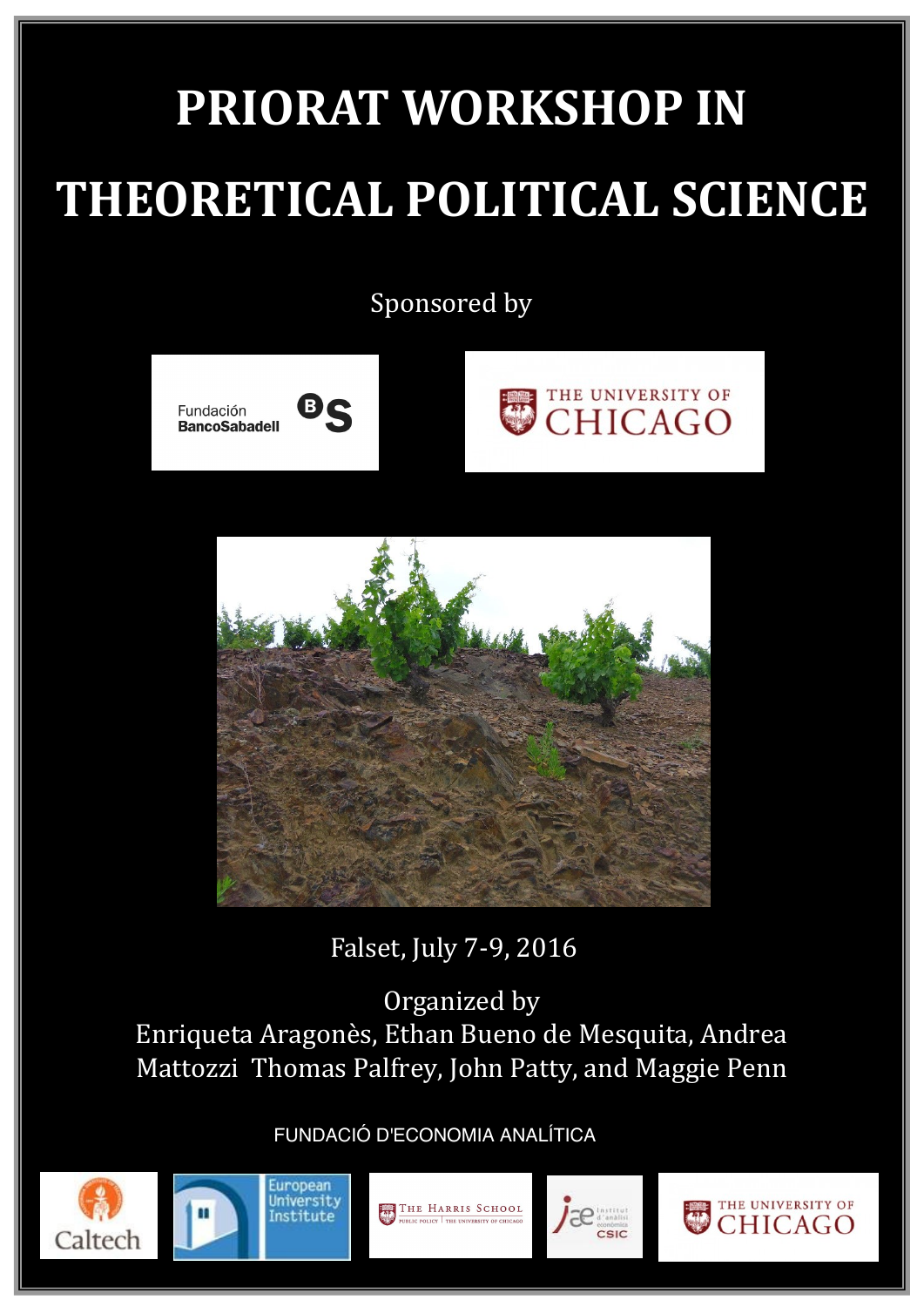# PRIORAT WORKSHOP IN THEORETICAL POLITICAL SCIENCE

Sponsored by

Fundación BancoSabadell

THE UNIVERSITY OF CHICAGO

Falset, July 7-9, 2016

Organized by
Enriqueta Aragonès, Ethan Bueno de Mesquita, Andrea Mattozzi Thomas Palfrey, John Patty, and Maggie Penn

FUNDACIÓ D'ECONOMIA ANALÍTICA

Caltech | European University Institute | The Harris School | iae CSIC | The University of Chicago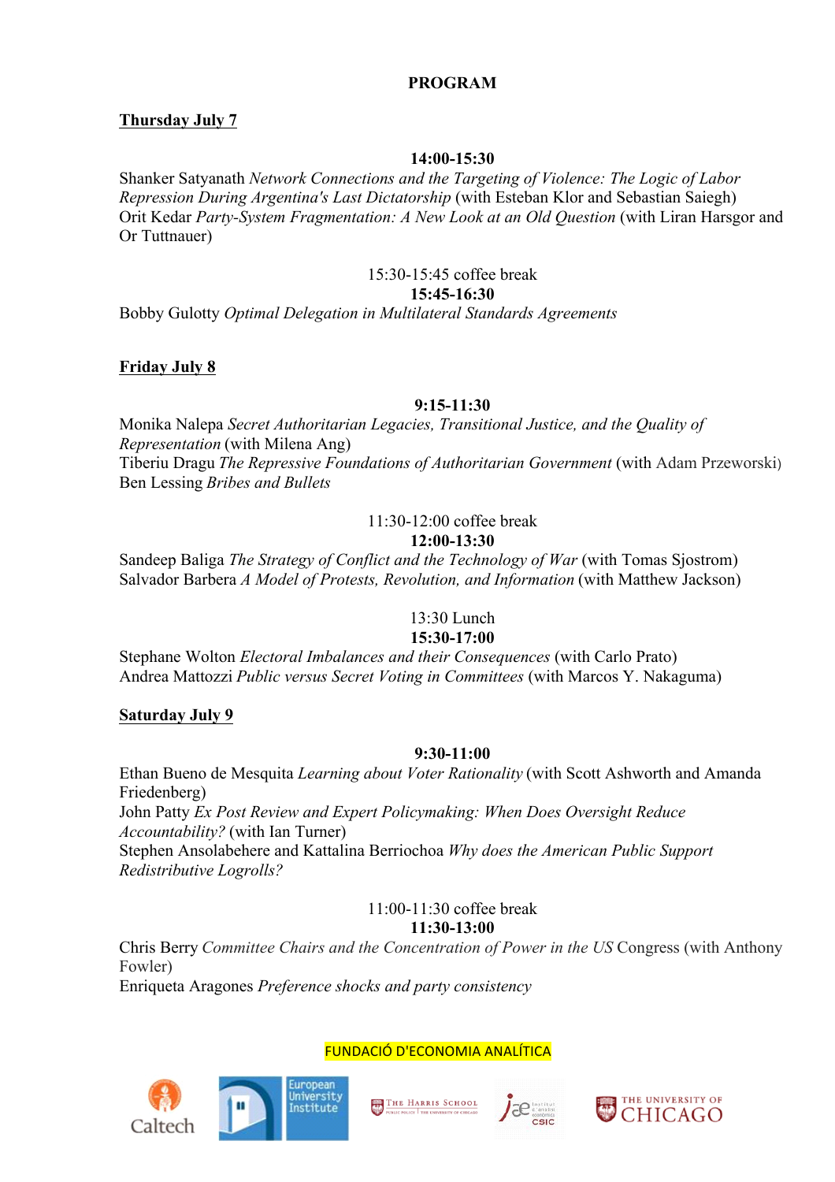# PROGRAM

**Thursday July 7**

**14:00-15:30**

Shanker Satyanath *Network Connections and the Targeting of Violence: The Logic of Labor Repression During Argentina's Last Dictatorship* (with Esteban Klor and Sebastian Saiegh)
Orit Kedar *Party-System Fragmentation: A New Look at an Old Question* (with Liran Harsgor and Or Tuttnauer)

15:30-15:45 coffee break

**15:45-16:30**

Bobby Gulotty *Optimal Delegation in Multilateral Standards Agreements*

**Friday July 8**

**9:15-11:30**

Monika Nalepa *Secret Authoritarian Legacies, Transitional Justice, and the Quality of Representation* (with Milena Ang)
Tiberiu Dragu *The Repressive Foundations of Authoritarian Government* (with Adam Przeworski)
Ben Lessing *Bribes and Bullets*

11:30-12:00 coffee break

**12:00-13:30**

Sandeep Baliga *The Strategy of Conflict and the Technology of War* (with Tomas Sjostrom)
Salvador Barbera *A Model of Protests, Revolution, and Information* (with Matthew Jackson)

13:30 Lunch

**15:30-17:00**

Stephane Wolton *Electoral Imbalances and their Consequences* (with Carlo Prato)
Andrea Mattozzi *Public versus Secret Voting in Committees* (with Marcos Y. Nakaguma)

**Saturday July 9**

**9:30-11:00**

Ethan Bueno de Mesquita *Learning about Voter Rationality* (with Scott Ashworth and Amanda Friedenberg)
John Patty *Ex Post Review and Expert Policymaking: When Does Oversight Reduce Accountability?* (with Ian Turner)
Stephen Ansolabehere and Kattalina Berriochoa *Why does the American Public Support Redistributive Logrolls?*

11:00-11:30 coffee break

**11:30-13:00**

Chris Berry *Committee Chairs and the Concentration of Power in the US* Congress (with Anthony Fowler)
Enriqueta Aragones *Preference shocks and party consistency*

FUNDACIÓ D'ECONOMIA ANALÍTICA

Caltech · European University Institute · The Harris School · iae CSIC · The University of Chicago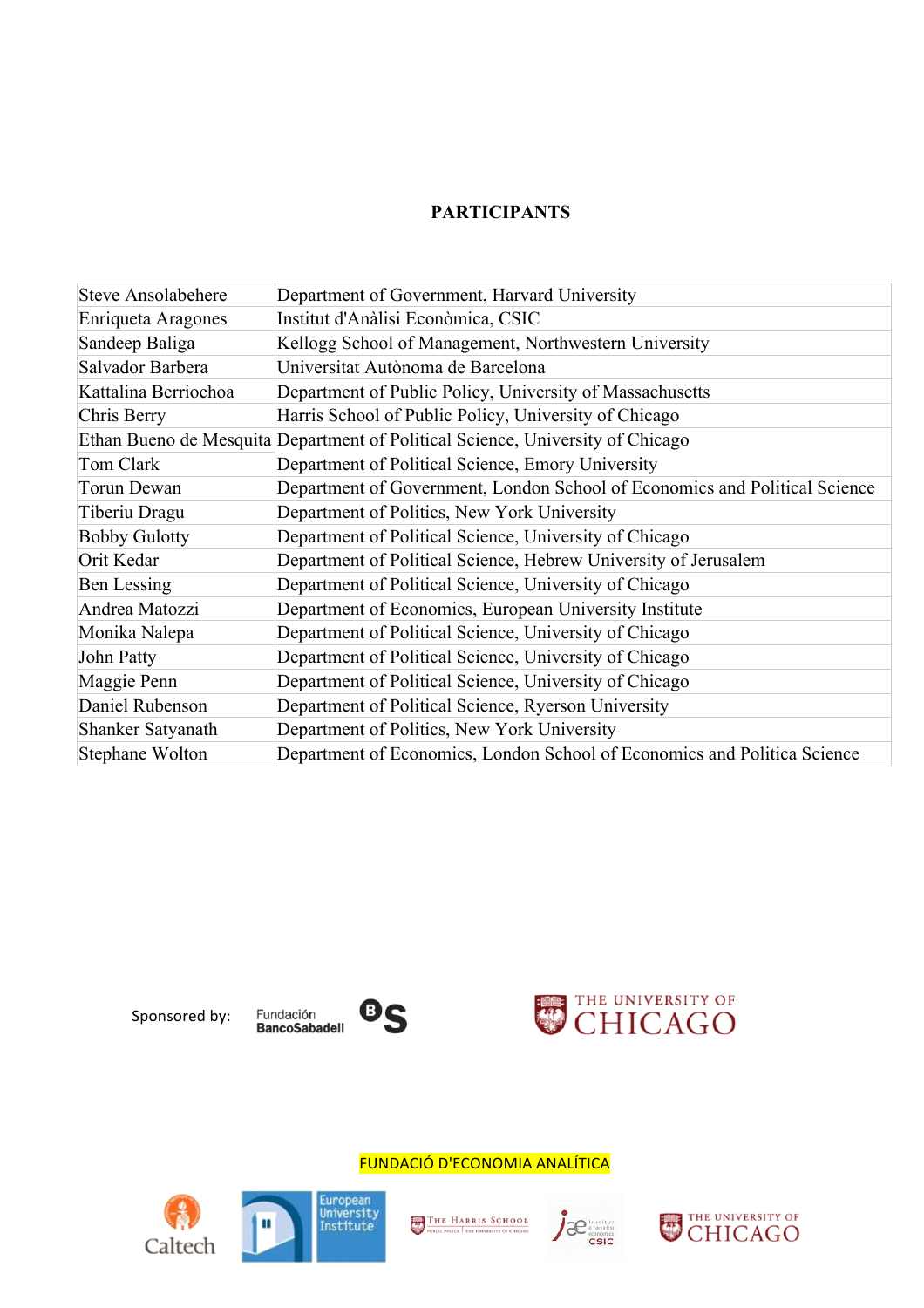## PARTICIPANTS

| | |
|---|---|
| Steve Ansolabehere | Department of Government, Harvard University |
| Enriqueta Aragones | Institut d'Anàlisi Econòmica, CSIC |
| Sandeep Baliga | Kellogg School of Management, Northwestern University |
| Salvador Barbera | Universitat Autònoma de Barcelona |
| Kattalina Berriochoa | Department of Public Policy, University of Massachusetts |
| Chris Berry | Harris School of Public Policy, University of Chicago |
| Ethan Bueno de Mesquita | Department of Political Science, University of Chicago |
| Tom Clark | Department of Political Science, Emory University |
| Torun Dewan | Department of Government, London School of Economics and Political Science |
| Tiberiu Dragu | Department of Politics, New York University |
| Bobby Gulotty | Department of Political Science, University of Chicago |
| Orit Kedar | Department of Political Science, Hebrew University of Jerusalem |
| Ben Lessing | Department of Political Science, University of Chicago |
| Andrea Matozzi | Department of Economics, European University Institute |
| Monika Nalepa | Department of Political Science, University of Chicago |
| John Patty | Department of Political Science, University of Chicago |
| Maggie Penn | Department of Political Science, University of Chicago |
| Daniel Rubenson | Department of Political Science, Ryerson University |
| Shanker Satyanath | Department of Politics, New York University |
| Stephane Wolton | Department of Economics, London School of Economics and Politica Science |

Sponsored by: Fundación BancoSabadell — The University of Chicago

FUNDACIÓ D'ECONOMIA ANALÍTICA

Caltech — European University Institute — The Harris School — iae csic — The University of Chicago